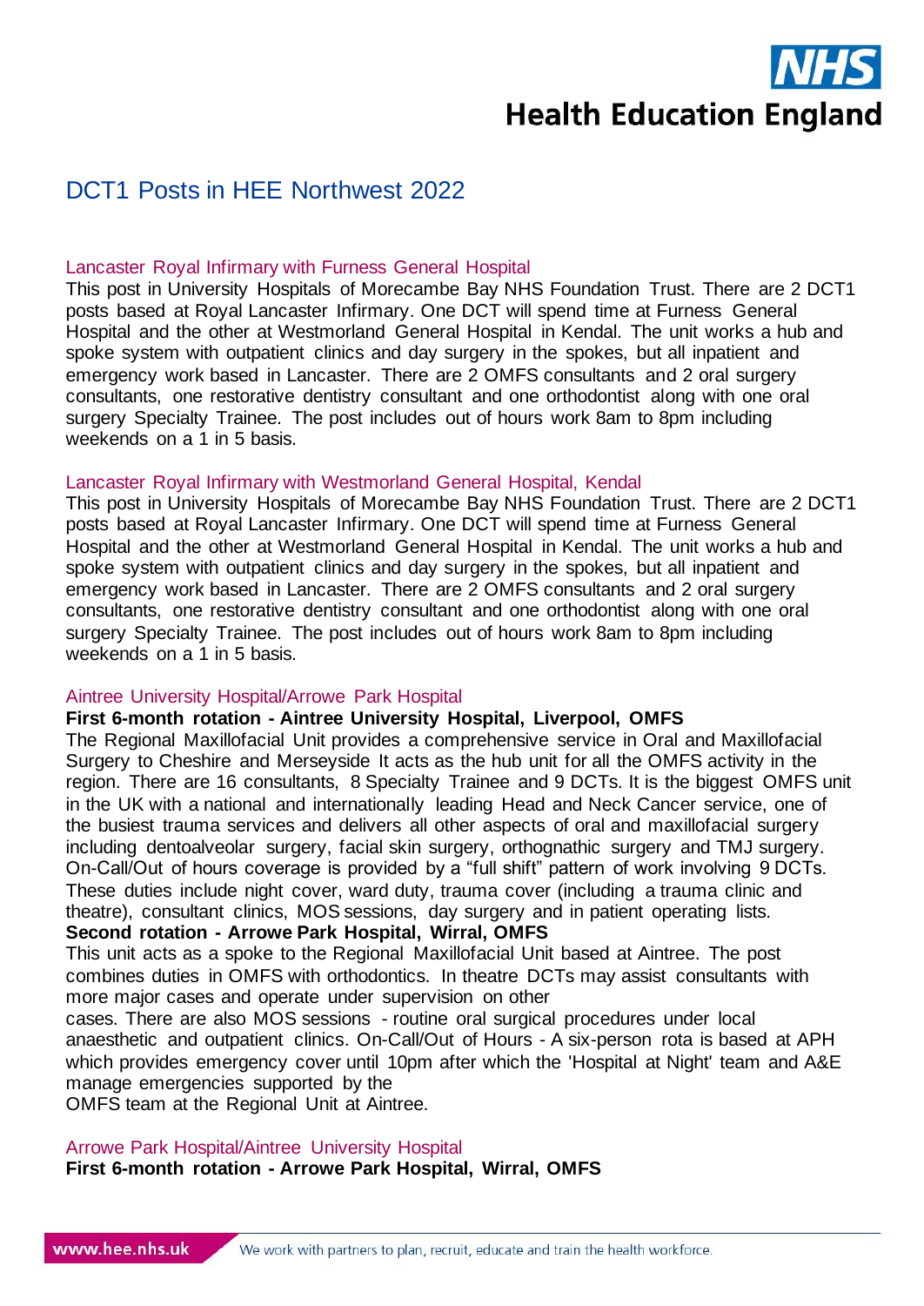# DCT1 Posts in HEE Northwest 2022

## Lancaster Royal Infirmary with Furness General Hospital

This post in University Hospitals of Morecambe Bay NHS Foundation Trust. There are 2 DCT1 posts based at Royal Lancaster Infirmary. One DCT will spend time at Furness General Hospital and the other at Westmorland General Hospital in Kendal. The unit works a hub and spoke system with outpatient clinics and day surgery in the spokes, but all inpatient and emergency work based in Lancaster. There are 2 OMFS consultants and 2 oral surgery consultants, one restorative dentistry consultant and one orthodontist along with one oral surgery Specialty Trainee. The post includes out of hours work 8am to 8pm including weekends on a 1 in 5 basis.

## Lancaster Royal Infirmary with Westmorland General Hospital, Kendal

This post in University Hospitals of Morecambe Bay NHS Foundation Trust. There are 2 DCT1 posts based at Royal Lancaster Infirmary. One DCT will spend time at Furness General Hospital and the other at Westmorland General Hospital in Kendal. The unit works a hub and spoke system with outpatient clinics and day surgery in the spokes, but all inpatient and emergency work based in Lancaster. There are 2 OMFS consultants and 2 oral surgery consultants, one restorative dentistry consultant and one orthodontist along with one oral surgery Specialty Trainee. The post includes out of hours work 8am to 8pm including weekends on a 1 in 5 basis.

## Aintree University Hospital/Arrowe Park Hospital

**First 6-month rotation - Aintree University Hospital, Liverpool, OMFS**

The Regional Maxillofacial Unit provides a comprehensive service in Oral and Maxillofacial Surgery to Cheshire and Merseyside It acts as the hub unit for all the OMFS activity in the region. There are 16 consultants, 8 Specialty Trainee and 9 DCTs. It is the biggest OMFS unit in the UK with a national and internationally leading Head and Neck Cancer service, one of the busiest trauma services and delivers all other aspects of oral and maxillofacial surgery including dentoalveolar surgery, facial skin surgery, orthognathic surgery and TMJ surgery. On-Call/Out of hours coverage is provided by a "full shift" pattern of work involving 9 DCTs. These duties include night cover, ward duty, trauma cover (including a trauma clinic and theatre), consultant clinics, MOS sessions, day surgery and in patient operating lists.

**Second rotation - Arrowe Park Hospital, Wirral, OMFS**

This unit acts as a spoke to the Regional Maxillofacial Unit based at Aintree. The post combines duties in OMFS with orthodontics. In theatre DCTs may assist consultants with more major cases and operate under supervision on other cases. There are also MOS sessions - routine oral surgical procedures under local anaesthetic and outpatient clinics. On-Call/Out of Hours - A six-person rota is based at APH which provides emergency cover until 10pm after which the 'Hospital at Night' team and A&E manage emergencies supported by the OMFS team at the Regional Unit at Aintree.

## Arrowe Park Hospital/Aintree University Hospital

**First 6-month rotation - Arrowe Park Hospital, Wirral, OMFS**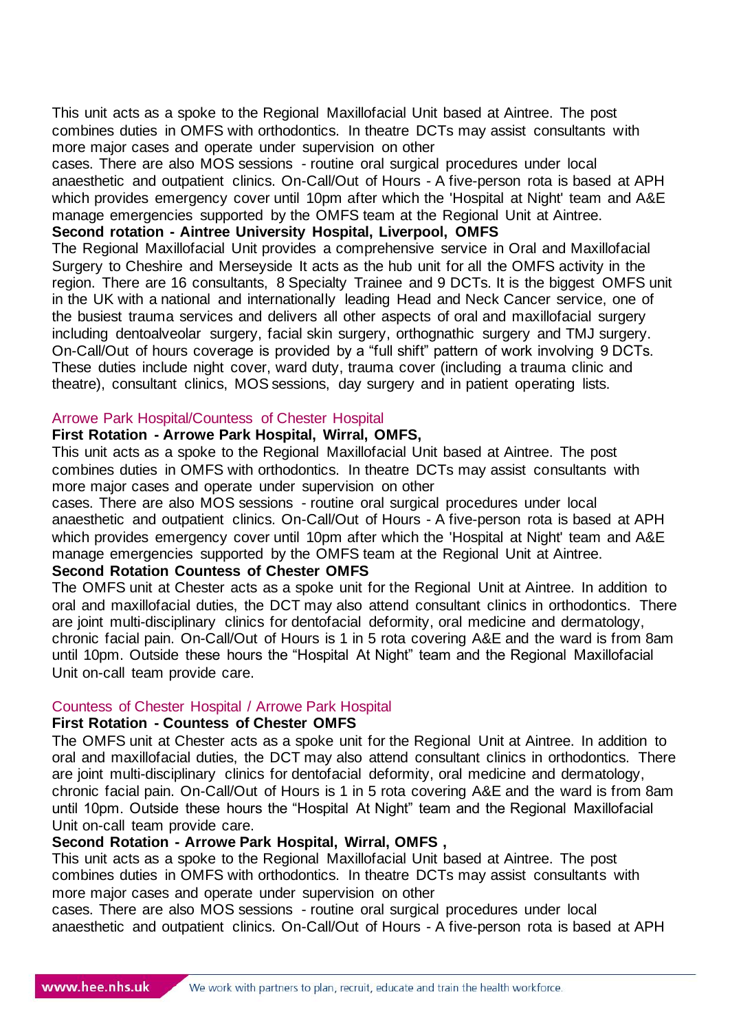This unit acts as a spoke to the Regional Maxillofacial Unit based at Aintree. The post combines duties in OMFS with orthodontics. In theatre DCTs may assist consultants with more major cases and operate under supervision on other cases. There are also MOS sessions - routine oral surgical procedures under local anaesthetic and outpatient clinics. On-Call/Out of Hours - A five-person rota is based at APH which provides emergency cover until 10pm after which the 'Hospital at Night' team and A&E manage emergencies supported by the OMFS team at the Regional Unit at Aintree.

**Second rotation - Aintree University Hospital, Liverpool, OMFS**

The Regional Maxillofacial Unit provides a comprehensive service in Oral and Maxillofacial Surgery to Cheshire and Merseyside It acts as the hub unit for all the OMFS activity in the region. There are 16 consultants, 8 Specialty Trainee and 9 DCTs. It is the biggest OMFS unit in the UK with a national and internationally leading Head and Neck Cancer service, one of the busiest trauma services and delivers all other aspects of oral and maxillofacial surgery including dentoalveolar surgery, facial skin surgery, orthognathic surgery and TMJ surgery. On-Call/Out of hours coverage is provided by a "full shift" pattern of work involving 9 DCTs. These duties include night cover, ward duty, trauma cover (including a trauma clinic and theatre), consultant clinics, MOS sessions, day surgery and in patient operating lists.

## Arrowe Park Hospital/Countess of Chester Hospital

**First Rotation - Arrowe Park Hospital, Wirral, OMFS,**

This unit acts as a spoke to the Regional Maxillofacial Unit based at Aintree. The post combines duties in OMFS with orthodontics. In theatre DCTs may assist consultants with more major cases and operate under supervision on other cases. There are also MOS sessions - routine oral surgical procedures under local anaesthetic and outpatient clinics. On-Call/Out of Hours - A five-person rota is based at APH which provides emergency cover until 10pm after which the 'Hospital at Night' team and A&E manage emergencies supported by the OMFS team at the Regional Unit at Aintree.

**Second Rotation Countess of Chester OMFS**

The OMFS unit at Chester acts as a spoke unit for the Regional Unit at Aintree. In addition to oral and maxillofacial duties, the DCT may also attend consultant clinics in orthodontics. There are joint multi-disciplinary clinics for dentofacial deformity, oral medicine and dermatology, chronic facial pain. On-Call/Out of Hours is 1 in 5 rota covering A&E and the ward is from 8am until 10pm. Outside these hours the "Hospital At Night" team and the Regional Maxillofacial Unit on-call team provide care.

## Countess of Chester Hospital / Arrowe Park Hospital

**First Rotation - Countess of Chester OMFS**

The OMFS unit at Chester acts as a spoke unit for the Regional Unit at Aintree. In addition to oral and maxillofacial duties, the DCT may also attend consultant clinics in orthodontics. There are joint multi-disciplinary clinics for dentofacial deformity, oral medicine and dermatology, chronic facial pain. On-Call/Out of Hours is 1 in 5 rota covering A&E and the ward is from 8am until 10pm. Outside these hours the "Hospital At Night" team and the Regional Maxillofacial Unit on-call team provide care.

**Second Rotation - Arrowe Park Hospital, Wirral, OMFS ,**

This unit acts as a spoke to the Regional Maxillofacial Unit based at Aintree. The post combines duties in OMFS with orthodontics. In theatre DCTs may assist consultants with more major cases and operate under supervision on other cases. There are also MOS sessions - routine oral surgical procedures under local anaesthetic and outpatient clinics. On-Call/Out of Hours - A five-person rota is based at APH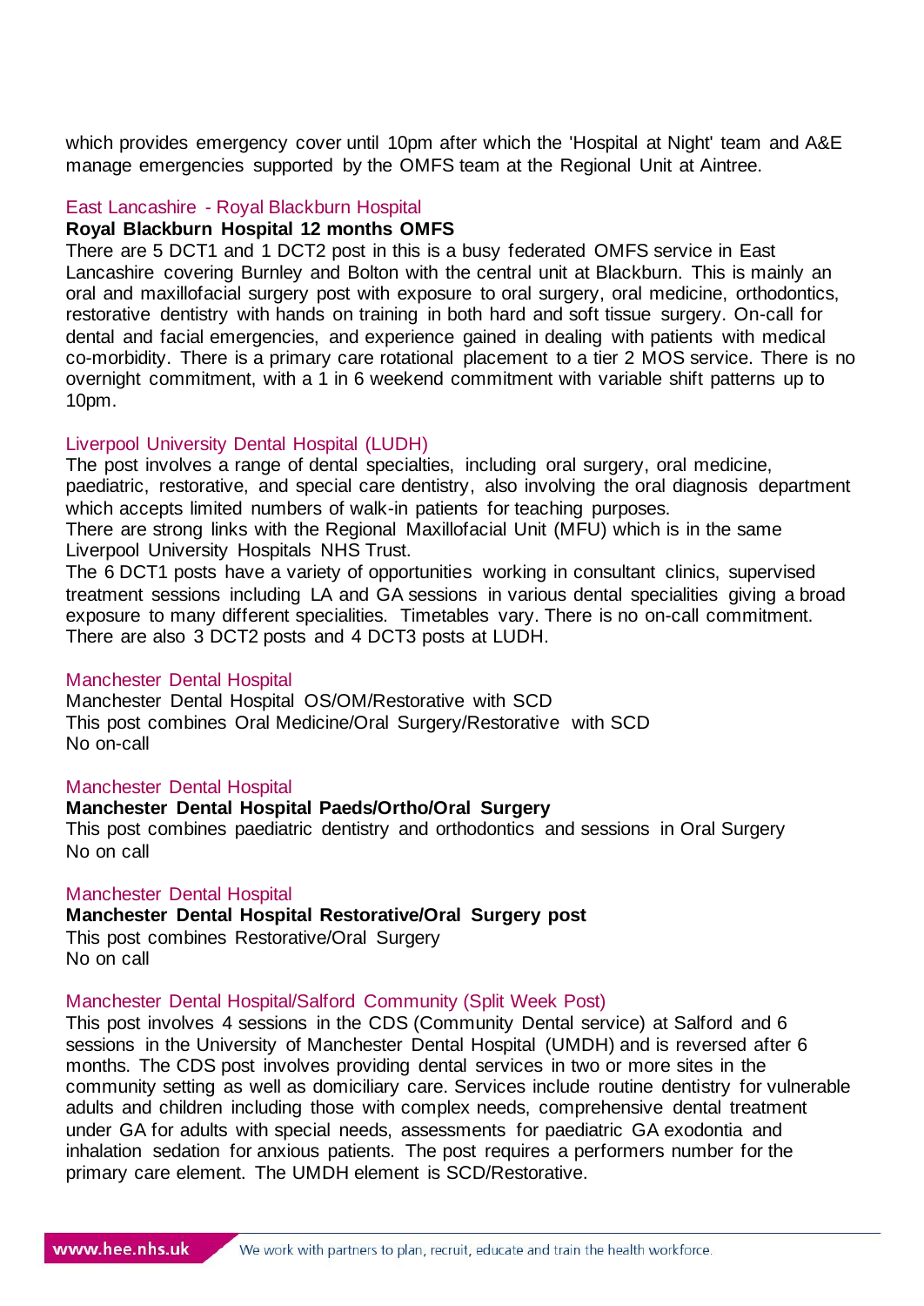which provides emergency cover until 10pm after which the 'Hospital at Night' team and A&E manage emergencies supported by the OMFS team at the Regional Unit at Aintree.

### East Lancashire - Royal Blackburn Hospital

**Royal Blackburn Hospital 12 months OMFS**

There are 5 DCT1 and 1 DCT2 post in this is a busy federated OMFS service in East Lancashire covering Burnley and Bolton with the central unit at Blackburn. This is mainly an oral and maxillofacial surgery post with exposure to oral surgery, oral medicine, orthodontics, restorative dentistry with hands on training in both hard and soft tissue surgery. On-call for dental and facial emergencies, and experience gained in dealing with patients with medical co-morbidity. There is a primary care rotational placement to a tier 2 MOS service. There is no overnight commitment, with a 1 in 6 weekend commitment with variable shift patterns up to 10pm.

### Liverpool University Dental Hospital (LUDH)

The post involves a range of dental specialties, including oral surgery, oral medicine, paediatric, restorative, and special care dentistry, also involving the oral diagnosis department which accepts limited numbers of walk-in patients for teaching purposes.

There are strong links with the Regional Maxillofacial Unit (MFU) which is in the same Liverpool University Hospitals NHS Trust.

The 6 DCT1 posts have a variety of opportunities working in consultant clinics, supervised treatment sessions including LA and GA sessions in various dental specialities giving a broad exposure to many different specialities. Timetables vary. There is no on-call commitment. There are also 3 DCT2 posts and 4 DCT3 posts at LUDH.

### Manchester Dental Hospital

Manchester Dental Hospital OS/OM/Restorative with SCD

This post combines Oral Medicine/Oral Surgery/Restorative with SCD

No on-call

### Manchester Dental Hospital

**Manchester Dental Hospital Paeds/Ortho/Oral Surgery**

This post combines paediatric dentistry and orthodontics and sessions in Oral Surgery

No on call

### Manchester Dental Hospital

**Manchester Dental Hospital Restorative/Oral Surgery post**

This post combines Restorative/Oral Surgery

No on call

### Manchester Dental Hospital/Salford Community (Split Week Post)

This post involves 4 sessions in the CDS (Community Dental service) at Salford and 6 sessions in the University of Manchester Dental Hospital (UMDH) and is reversed after 6 months. The CDS post involves providing dental services in two or more sites in the community setting as well as domiciliary care. Services include routine dentistry for vulnerable adults and children including those with complex needs, comprehensive dental treatment under GA for adults with special needs, assessments for paediatric GA exodontia and inhalation sedation for anxious patients. The post requires a performers number for the primary care element. The UMDH element is SCD/Restorative.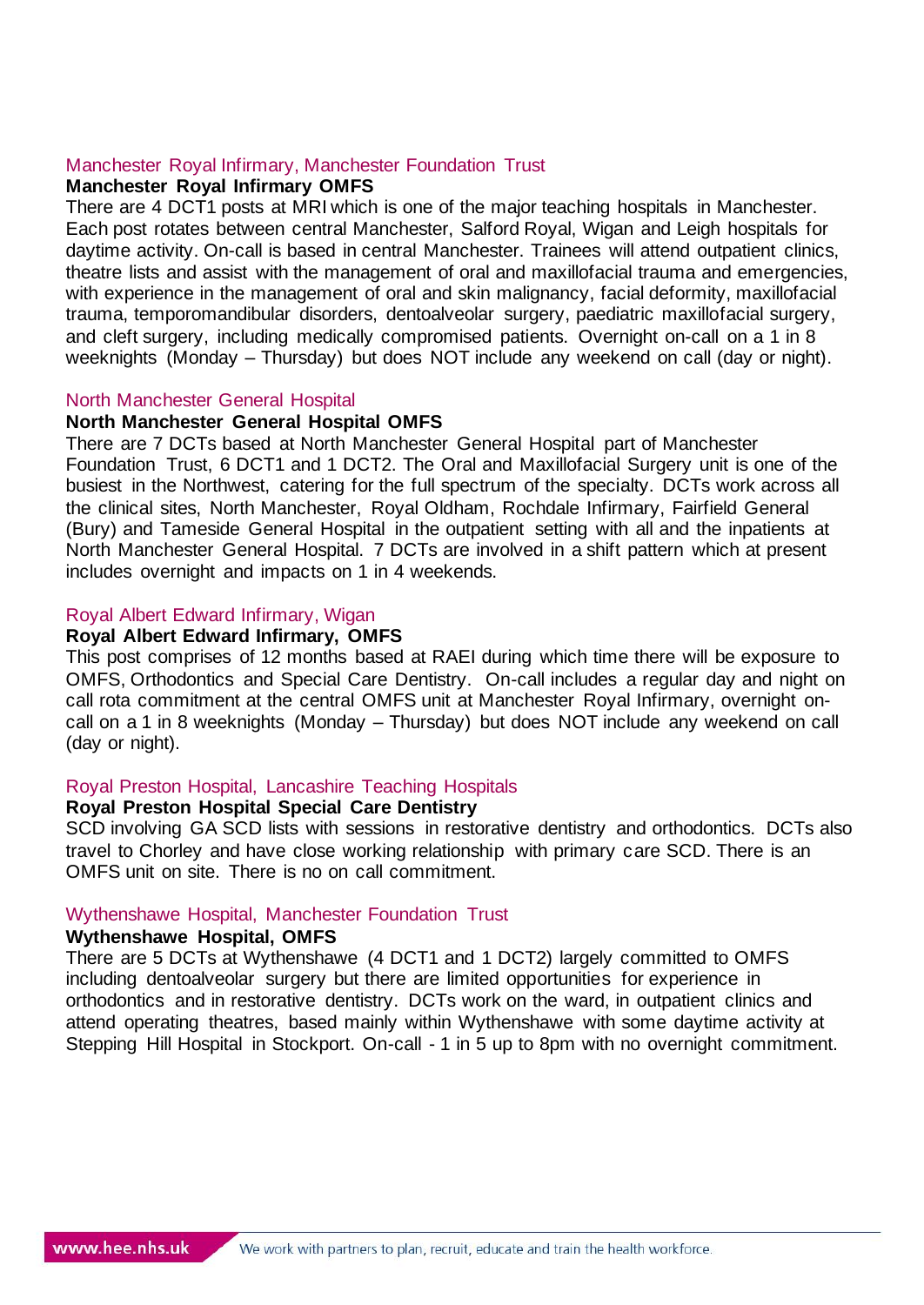## Manchester Royal Infirmary, Manchester Foundation Trust

**Manchester Royal Infirmary OMFS**

There are 4 DCT1 posts at MRI which is one of the major teaching hospitals in Manchester. Each post rotates between central Manchester, Salford Royal, Wigan and Leigh hospitals for daytime activity. On-call is based in central Manchester. Trainees will attend outpatient clinics, theatre lists and assist with the management of oral and maxillofacial trauma and emergencies, with experience in the management of oral and skin malignancy, facial deformity, maxillofacial trauma, temporomandibular disorders, dentoalveolar surgery, paediatric maxillofacial surgery, and cleft surgery, including medically compromised patients. Overnight on-call on a 1 in 8 weeknights (Monday – Thursday) but does NOT include any weekend on call (day or night).

## North Manchester General Hospital

**North Manchester General Hospital OMFS**

There are 7 DCTs based at North Manchester General Hospital part of Manchester Foundation Trust, 6 DCT1 and 1 DCT2. The Oral and Maxillofacial Surgery unit is one of the busiest in the Northwest, catering for the full spectrum of the specialty. DCTs work across all the clinical sites, North Manchester, Royal Oldham, Rochdale Infirmary, Fairfield General (Bury) and Tameside General Hospital in the outpatient setting with all and the inpatients at North Manchester General Hospital. 7 DCTs are involved in a shift pattern which at present includes overnight and impacts on 1 in 4 weekends.

## Royal Albert Edward Infirmary, Wigan

**Royal Albert Edward Infirmary, OMFS**

This post comprises of 12 months based at RAEI during which time there will be exposure to OMFS, Orthodontics and Special Care Dentistry. On-call includes a regular day and night on call rota commitment at the central OMFS unit at Manchester Royal Infirmary, overnight on-call on a 1 in 8 weeknights (Monday – Thursday) but does NOT include any weekend on call (day or night).

## Royal Preston Hospital, Lancashire Teaching Hospitals

**Royal Preston Hospital Special Care Dentistry**

SCD involving GA SCD lists with sessions in restorative dentistry and orthodontics. DCTs also travel to Chorley and have close working relationship with primary care SCD. There is an OMFS unit on site. There is no on call commitment.

## Wythenshawe Hospital, Manchester Foundation Trust

**Wythenshawe Hospital, OMFS**

There are 5 DCTs at Wythenshawe (4 DCT1 and 1 DCT2) largely committed to OMFS including dentoalveolar surgery but there are limited opportunities for experience in orthodontics and in restorative dentistry. DCTs work on the ward, in outpatient clinics and attend operating theatres, based mainly within Wythenshawe with some daytime activity at Stepping Hill Hospital in Stockport. On-call - 1 in 5 up to 8pm with no overnight commitment.